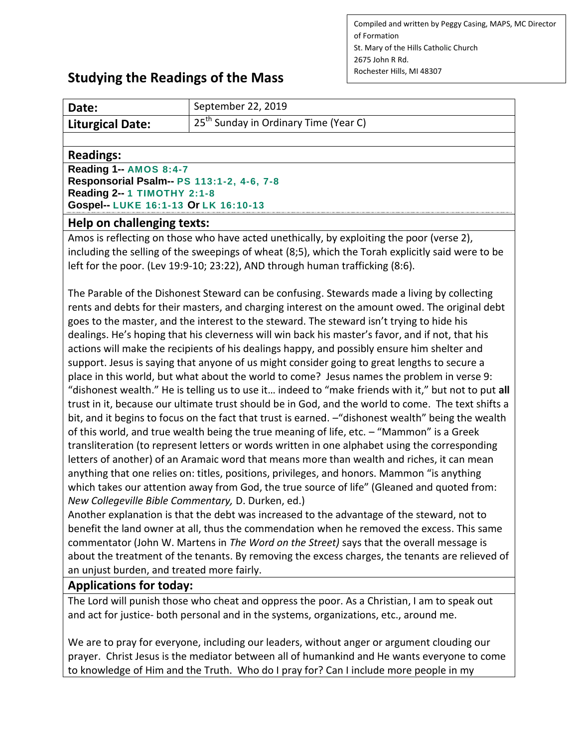Compiled and written by Peggy Casing, MAPS, MC Director of Formation
St. Mary of the Hills Catholic Church
2675 John R Rd.
Rochester Hills, MI 48307

# Studying the Readings of the Mass

| **Date:** | September 22, 2019 |
| --- | --- |
| **Liturgical Date:** | 25th Sunday in Ordinary Time (Year C) |

## Readings:

**Reading 1--** AMOS 8:4-7
**Responsorial Psalm--** PS 113:1-2, 4-6, 7-8
**Reading 2--** 1 TIMOTHY 2:1-8
**Gospel--** LUKE 16:1-13 **Or** LK 16:10-13

## Help on challenging texts:

Amos is reflecting on those who have acted unethically, by exploiting the poor (verse 2), including the selling of the sweepings of wheat (8;5), which the Torah explicitly said were to be left for the poor. (Lev 19:9-10; 23:22), AND through human trafficking (8:6).

The Parable of the Dishonest Steward can be confusing. Stewards made a living by collecting rents and debts for their masters, and charging interest on the amount owed. The original debt goes to the master, and the interest to the steward. The steward isn't trying to hide his dealings. He's hoping that his cleverness will win back his master's favor, and if not, that his actions will make the recipients of his dealings happy, and possibly ensure him shelter and support. Jesus is saying that anyone of us might consider going to great lengths to secure a place in this world, but what about the world to come? Jesus names the problem in verse 9: "dishonest wealth." He is telling us to use it… indeed to "make friends with it," but not to put **all** trust in it, because our ultimate trust should be in God, and the world to come. The text shifts a bit, and it begins to focus on the fact that trust is earned. –"dishonest wealth" being the wealth of this world, and true wealth being the true meaning of life, etc. – "Mammon" is a Greek transliteration (to represent letters or words written in one alphabet using the corresponding letters of another) of an Aramaic word that means more than wealth and riches, it can mean anything that one relies on: titles, positions, privileges, and honors. Mammon "is anything which takes our attention away from God, the true source of life" (Gleaned and quoted from: *New Collegeville Bible Commentary,* D. Durken, ed.)
Another explanation is that the debt was increased to the advantage of the steward, not to benefit the land owner at all, thus the commendation when he removed the excess. This same commentator (John W. Martens in *The Word on the Street)* says that the overall message is about the treatment of the tenants. By removing the excess charges, the tenants are relieved of an unjust burden, and treated more fairly.

## Applications for today:

The Lord will punish those who cheat and oppress the poor. As a Christian, I am to speak out and act for justice- both personal and in the systems, organizations, etc., around me.

We are to pray for everyone, including our leaders, without anger or argument clouding our prayer. Christ Jesus is the mediator between all of humankind and He wants everyone to come to knowledge of Him and the Truth. Who do I pray for? Can I include more people in my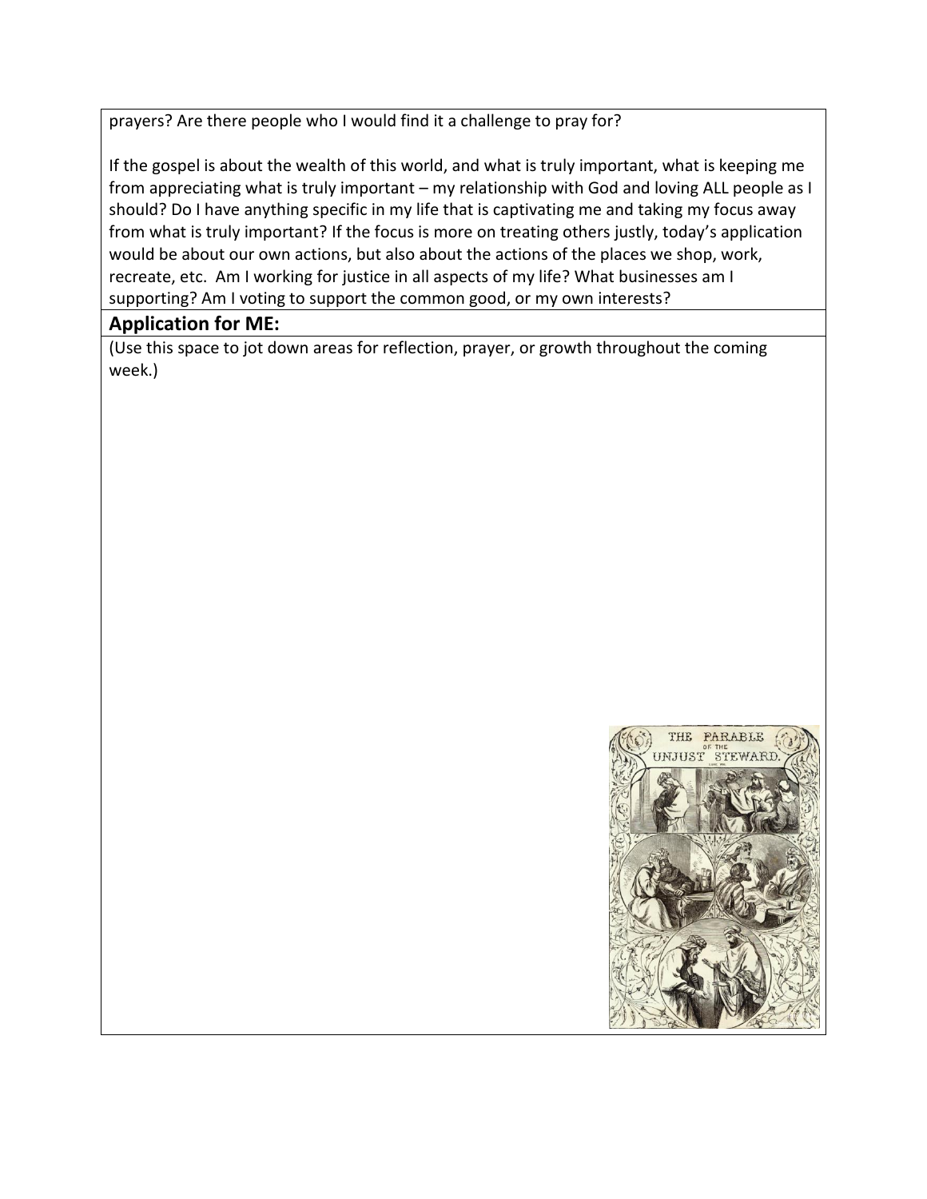prayers? Are there people who I would find it a challenge to pray for?

If the gospel is about the wealth of this world, and what is truly important, what is keeping me from appreciating what is truly important – my relationship with God and loving ALL people as I should? Do I have anything specific in my life that is captivating me and taking my focus away from what is truly important? If the focus is more on treating others justly, today's application would be about our own actions, but also about the actions of the places we shop, work, recreate, etc. Am I working for justice in all aspects of my life? What businesses am I supporting? Am I voting to support the common good, or my own interests?

## Application for ME:

(Use this space to jot down areas for reflection, prayer, or growth throughout the coming week.)